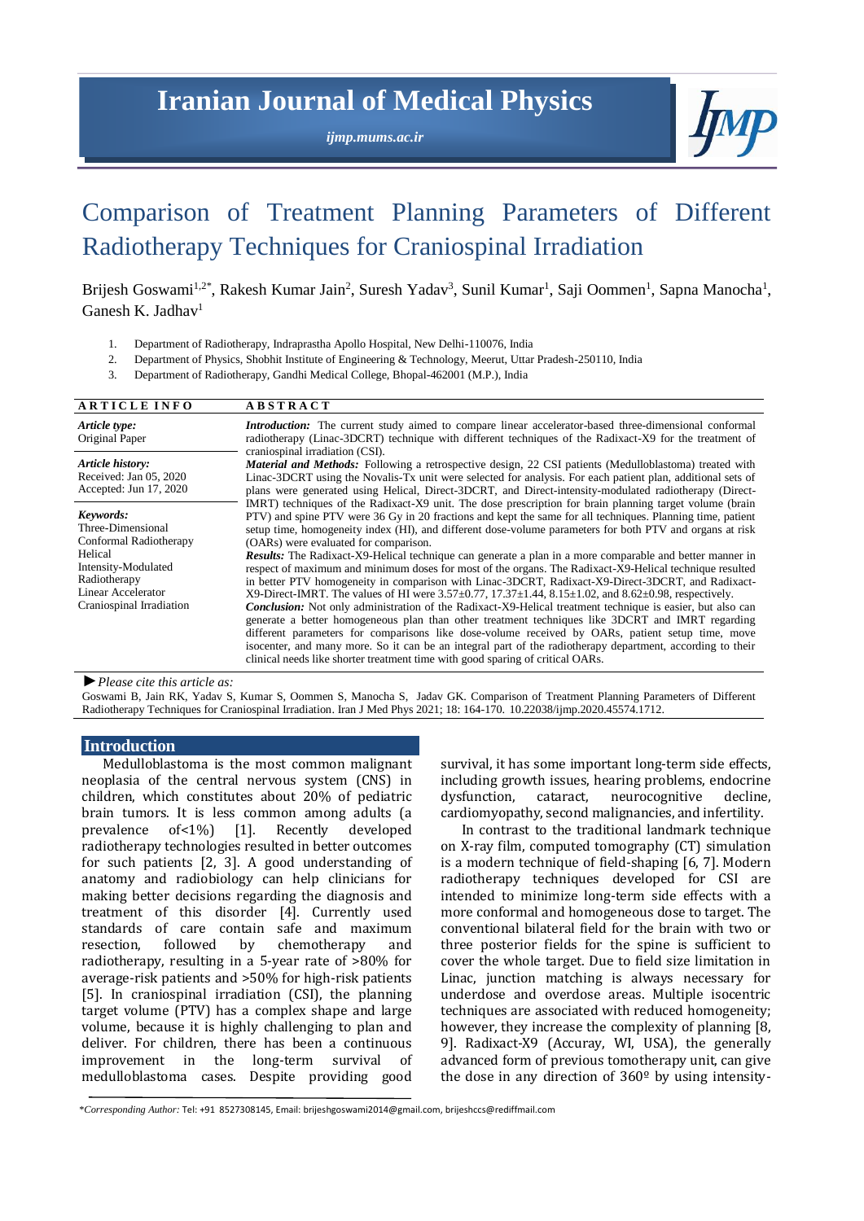# Comparison of Treatment Planning Parameters of Different Radiotherapy Techniques for Craniospinal Irradiation

Brijesh Goswami[1,2*], Rakesh Kumar Jain[2], Suresh Yadav[3], Sunil Kumar[1], Saji Oommen[1], Sapna Manocha[1], Ganesh K. Jadhav[1]

1. Department of Radiotherapy, Indraprastha Apollo Hospital, New Delhi-110076, India
2. Department of Physics, Shobhit Institute of Engineering & Technology, Meerut, Uttar Pradesh-250110, India
3. Department of Radiotherapy, Gandhi Medical College, Bhopal-462001 (M.P.), India

**ARTICLE INFO**

*Article type:*
Original Paper

*Article history:*
Received: Jan 05, 2020
Accepted: Jun 17, 2020

*Keywords:*
Three-Dimensional
Conformal Radiotherapy
Helical
Intensity-Modulated
Radiotherapy
Linear Accelerator
Craniospinal Irradiation

**ABSTRACT**

***Introduction:*** The current study aimed to compare linear accelerator-based three-dimensional conformal radiotherapy (Linac-3DCRT) technique with different techniques of the Radixact-X9 for the treatment of craniospinal irradiation (CSI).

***Material and Methods:*** Following a retrospective design, 22 CSI patients (Medulloblastoma) treated with Linac-3DCRT using the Novalis-Tx unit were selected for analysis. For each patient plan, additional sets of plans were generated using Helical, Direct-3DCRT, and Direct-intensity-modulated radiotherapy (Direct-IMRT) techniques of the Radixact-X9 unit. The dose prescription for brain planning target volume (brain PTV) and spine PTV were 36 Gy in 20 fractions and kept the same for all techniques. Planning time, patient setup time, homogeneity index (HI), and different dose-volume parameters for both PTV and organs at risk (OARs) were evaluated for comparison.

***Results:*** The Radixact-X9-Helical technique can generate a plan in a more comparable and better manner in respect of maximum and minimum doses for most of the organs. The Radixact-X9-Helical technique resulted in better PTV homogeneity in comparison with Linac-3DCRT, Radixact-X9-Direct-3DCRT, and Radixact-X9-Direct-IMRT. The values of HI were 3.57±0.77, 17.37±1.44, 8.15±1.02, and 8.62±0.98, respectively.

***Conclusion:*** Not only administration of the Radixact-X9-Helical treatment technique is easier, but also can generate a better homogeneous plan than other treatment techniques like 3DCRT and IMRT regarding different parameters for comparisons like dose-volume received by OARs, patient setup time, move isocenter, and many more. So it can be an integral part of the radiotherapy department, according to their clinical needs like shorter treatment time with good sparing of critical OARs.

► *Please cite this article as:*
Goswami B, Jain RK, Yadav S, Kumar S, Oommen S, Manocha S, Jadav GK. Comparison of Treatment Planning Parameters of Different Radiotherapy Techniques for Craniospinal Irradiation. Iran J Med Phys 2021; 18: 164-170. 10.22038/ijmp.2020.45574.1712.

## Introduction

Medulloblastoma is the most common malignant neoplasia of the central nervous system (CNS) in children, which constitutes about 20% of pediatric brain tumors. It is less common among adults (a prevalence of<1%) [1]. Recently developed radiotherapy technologies resulted in better outcomes for such patients [2, 3]. A good understanding of anatomy and radiobiology can help clinicians for making better decisions regarding the diagnosis and treatment of this disorder [4]. Currently used standards of care contain safe and maximum resection, followed by chemotherapy and radiotherapy, resulting in a 5-year rate of >80% for average-risk patients and >50% for high-risk patients [5]. In craniospinal irradiation (CSI), the planning target volume (PTV) has a complex shape and large volume, because it is highly challenging to plan and deliver. For children, there has been a continuous improvement in the long-term survival of medulloblastoma cases. Despite providing good survival, it has some important long-term side effects, including growth issues, hearing problems, endocrine dysfunction, cataract, neurocognitive decline, cardiomyopathy, second malignancies, and infertility.

In contrast to the traditional landmark technique on X-ray film, computed tomography (CT) simulation is a modern technique of field-shaping [6, 7]. Modern radiotherapy techniques developed for CSI are intended to minimize long-term side effects with a more conformal and homogeneous dose to target. The conventional bilateral field for the brain with two or three posterior fields for the spine is sufficient to cover the whole target. Due to field size limitation in Linac, junction matching is always necessary for underdose and overdose areas. Multiple isocentric techniques are associated with reduced homogeneity; however, they increase the complexity of planning [8, 9]. Radixact-X9 (Accuray, WI, USA), the generally advanced form of previous tomotherapy unit, can give the dose in any direction of 360º by using intensity-

*\*Corresponding Author:* Tel: +91 8527308145, Email: brijeshgoswami2014@gmail.com, brijeshccs@rediffmail.com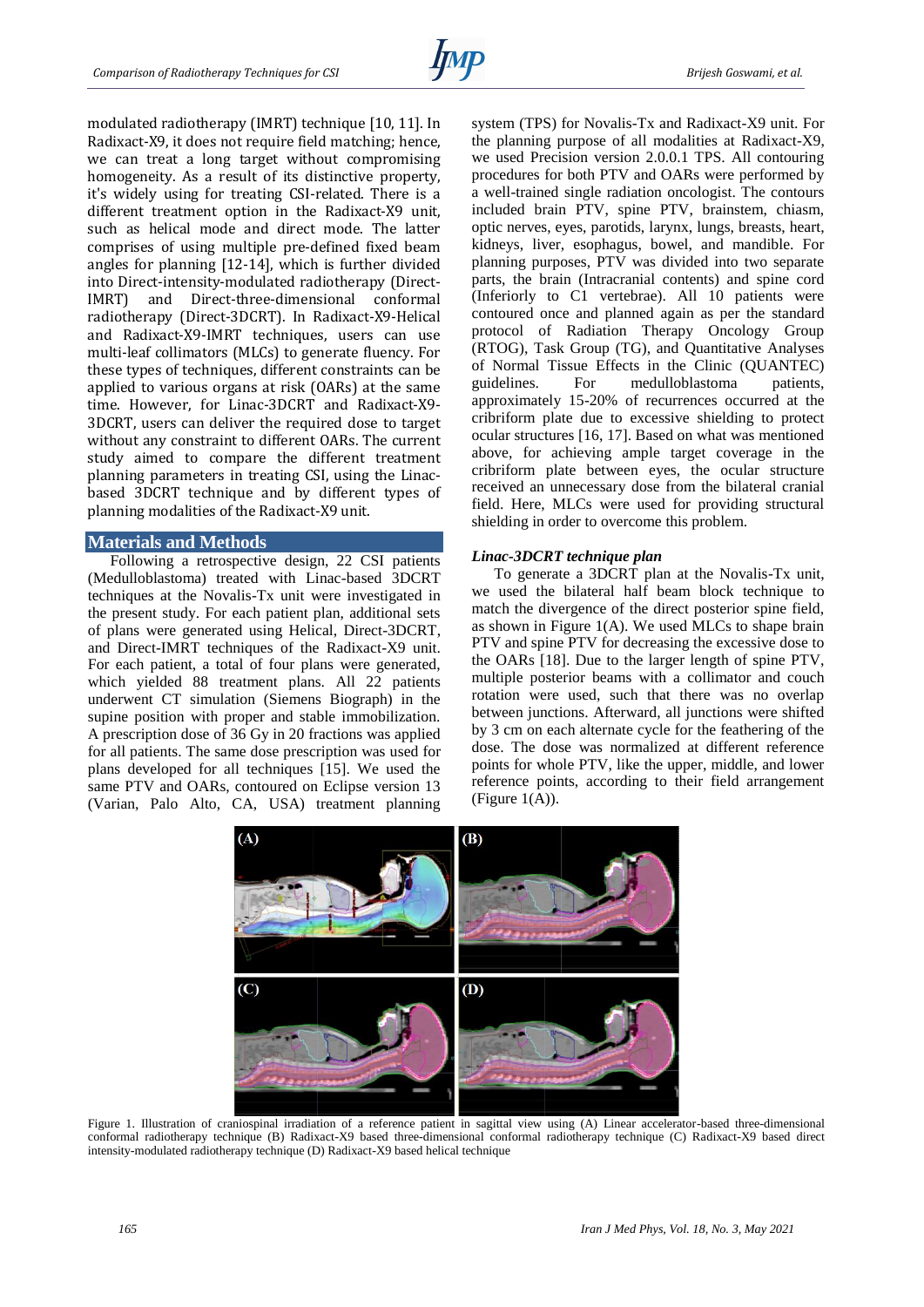modulated radiotherapy (IMRT) technique [10, 11]. In Radixact-X9, it does not require field matching; hence, we can treat a long target without compromising homogeneity. As a result of its distinctive property, it's widely using for treating CSI-related. There is a different treatment option in the Radixact-X9 unit, such as helical mode and direct mode. The latter comprises of using multiple pre-defined fixed beam angles for planning [12-14], which is further divided into Direct-intensity-modulated radiotherapy (Direct-IMRT) and Direct-three-dimensional conformal radiotherapy (Direct-3DCRT). In Radixact-X9-Helical and Radixact-X9-IMRT techniques, users can use multi-leaf collimators (MLCs) to generate fluency. For these types of techniques, different constraints can be applied to various organs at risk (OARs) at the same time. However, for Linac-3DCRT and Radixact-X9-3DCRT, users can deliver the required dose to target without any constraint to different OARs. The current study aimed to compare the different treatment planning parameters in treating CSI, using the Linac-based 3DCRT technique and by different types of planning modalities of the Radixact-X9 unit.

## Materials and Methods

Following a retrospective design, 22 CSI patients (Medulloblastoma) treated with Linac-based 3DCRT techniques at the Novalis-Tx unit were investigated in the present study. For each patient plan, additional sets of plans were generated using Helical, Direct-3DCRT, and Direct-IMRT techniques of the Radixact-X9 unit. For each patient, a total of four plans were generated, which yielded 88 treatment plans. All 22 patients underwent CT simulation (Siemens Biograph) in the supine position with proper and stable immobilization. A prescription dose of 36 Gy in 20 fractions was applied for all patients. The same dose prescription was used for plans developed for all techniques [15]. We used the same PTV and OARs, contoured on Eclipse version 13 (Varian, Palo Alto, CA, USA) treatment planning system (TPS) for Novalis-Tx and Radixact-X9 unit. For the planning purpose of all modalities at Radixact-X9, we used Precision version 2.0.0.1 TPS. All contouring procedures for both PTV and OARs were performed by a well-trained single radiation oncologist. The contours included brain PTV, spine PTV, brainstem, chiasm, optic nerves, eyes, parotids, larynx, lungs, breasts, heart, kidneys, liver, esophagus, bowel, and mandible. For planning purposes, PTV was divided into two separate parts, the brain (Intracranial contents) and spine cord (Inferiorly to C1 vertebrae). All 10 patients were contoured once and planned again as per the standard protocol of Radiation Therapy Oncology Group (RTOG), Task Group (TG), and Quantitative Analyses of Normal Tissue Effects in the Clinic (QUANTEC) guidelines. For medulloblastoma patients, approximately 15-20% of recurrences occurred at the cribriform plate due to excessive shielding to protect ocular structures [16, 17]. Based on what was mentioned above, for achieving ample target coverage in the cribriform plate between eyes, the ocular structure received an unnecessary dose from the bilateral cranial field. Here, MLCs were used for providing structural shielding in order to overcome this problem.

### *Linac-3DCRT technique plan*

To generate a 3DCRT plan at the Novalis-Tx unit, we used the bilateral half beam block technique to match the divergence of the direct posterior spine field, as shown in Figure 1(A). We used MLCs to shape brain PTV and spine PTV for decreasing the excessive dose to the OARs [18]. Due to the larger length of spine PTV, multiple posterior beams with a collimator and couch rotation were used, such that there was no overlap between junctions. Afterward, all junctions were shifted by 3 cm on each alternate cycle for the feathering of the dose. The dose was normalized at different reference points for whole PTV, like the upper, middle, and lower reference points, according to their field arrangement (Figure 1(A)).

Figure 1. Illustration of craniospinal irradiation of a reference patient in sagittal view using (A) Linear accelerator-based three-dimensional conformal radiotherapy technique (B) Radixact-X9 based three-dimensional conformal radiotherapy technique (C) Radixact-X9 based direct intensity-modulated radiotherapy technique (D) Radixact-X9 based helical technique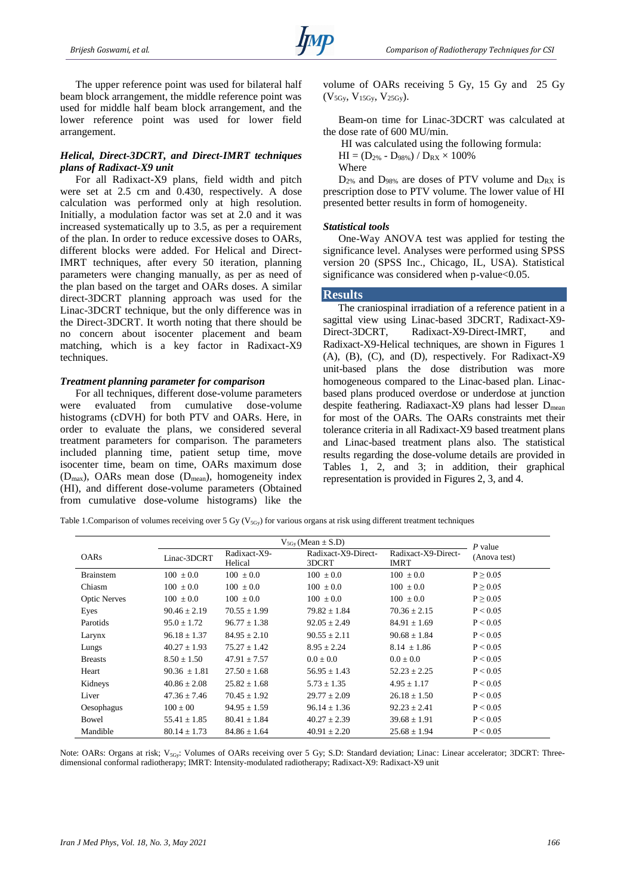The upper reference point was used for bilateral half beam block arrangement, the middle reference point was used for middle half beam block arrangement, and the lower reference point was used for lower field arrangement.

### *Helical, Direct-3DCRT, and Direct-IMRT techniques plans of Radixact-X9 unit*

For all Radixact-X9 plans, field width and pitch were set at 2.5 cm and 0.430, respectively. A dose calculation was performed only at high resolution. Initially, a modulation factor was set at 2.0 and it was increased systematically up to 3.5, as per a requirement of the plan. In order to reduce excessive doses to OARs, different blocks were added. For Helical and Direct-IMRT techniques, after every 50 iteration, planning parameters were changing manually, as per as need of the plan based on the target and OARs doses. A similar direct-3DCRT planning approach was used for the Linac-3DCRT technique, but the only difference was in the Direct-3DCRT. It worth noting that there should be no concern about isocenter placement and beam matching, which is a key factor in Radixact-X9 techniques.

### *Treatment planning parameter for comparison*

For all techniques, different dose-volume parameters were evaluated from cumulative dose-volume histograms (cDVH) for both PTV and OARs. Here, in order to evaluate the plans, we considered several treatment parameters for comparison. The parameters included planning time, patient setup time, move isocenter time, beam on time, OARs maximum dose ($D_{max}$), OARs mean dose ($D_{mean}$), homogeneity index (HI), and different dose-volume parameters (Obtained from cumulative dose-volume histograms) like the volume of OARs receiving 5 Gy, 15 Gy and 25 Gy ($V_{5Gy}$, $V_{15Gy}$, $V_{25Gy}$).

Beam-on time for Linac-3DCRT was calculated at the dose rate of 600 MU/min.

HI was calculated using the following formula:

$$HI = (D_{2\%} - D_{98\%}) / D_{RX} \times 100\%$$

Where

$D_{2\%}$ and $D_{98\%}$ are doses of PTV volume and $D_{RX}$ is prescription dose to PTV volume. The lower value of HI presented better results in form of homogeneity.

### *Statistical tools*

One-Way ANOVA test was applied for testing the significance level. Analyses were performed using SPSS version 20 (SPSS Inc., Chicago, IL, USA). Statistical significance was considered when p-value<0.05.

## Results

The craniospinal irradiation of a reference patient in a sagittal view using Linac-based 3DCRT, Radixact-X9-Direct-3DCRT, Radixact-X9-Direct-IMRT, and Radixact-X9-Helical techniques, are shown in Figures 1 (A), (B), (C), and (D), respectively. For Radixact-X9 unit-based plans the dose distribution was more homogeneous compared to the Linac-based plan. Linac-based plans produced overdose or underdose at junction despite feathering. Radixact-X9 plans had lesser $D_{mean}$ for most of the OARs. The OARs constraints met their tolerance criteria in all Radixact-X9 based treatment plans and Linac-based treatment plans also. The statistical results regarding the dose-volume details are provided in Tables 1, 2, and 3; in addition, their graphical representation is provided in Figures 2, 3, and 4.

Table 1.Comparison of volumes receiving over 5 Gy ($V_{5Gy}$) for various organs at risk using different treatment techniques

| OARs | $V_{5Gy}$ (Mean ± S.D) | | | | *P* value (Anova test) |
|---|---|---|---|---|---|
| | Linac-3DCRT | Radixact-X9-Helical | Radixact-X9-Direct-3DCRT | Radixact-X9-Direct-IMRT | |
| Brainstem | 100 ± 0.0 | 100 ± 0.0 | 100 ± 0.0 | 100 ± 0.0 | P ≥ 0.05 |
| Chiasm | 100 ± 0.0 | 100 ± 0.0 | 100 ± 0.0 | 100 ± 0.0 | P ≥ 0.05 |
| Optic Nerves | 100 ± 0.0 | 100 ± 0.0 | 100 ± 0.0 | 100 ± 0.0 | P ≥ 0.05 |
| Eyes | 90.46 ± 2.19 | 70.55 ± 1.99 | 79.82 ± 1.84 | 70.36 ± 2.15 | P < 0.05 |
| Parotids | 95.0 ± 1.72 | 96.77 ± 1.38 | 92.05 ± 2.49 | 84.91 ± 1.69 | P < 0.05 |
| Larynx | 96.18 ± 1.37 | 84.95 ± 2.10 | 90.55 ± 2.11 | 90.68 ± 1.84 | P < 0.05 |
| Lungs | 40.27 ± 1.93 | 75.27 ± 1.42 | 8.95 ± 2.24 | 8.14 ± 1.86 | P < 0.05 |
| Breasts | 8.50 ± 1.50 | 47.91 ± 7.57 | 0.0 ± 0.0 | 0.0 ± 0.0 | P < 0.05 |
| Heart | 90.36 ± 1.81 | 27.50 ± 1.68 | 56.95 ± 1.43 | 52.23 ± 2.25 | P < 0.05 |
| Kidneys | 40.86 ± 2.08 | 25.82 ± 1.68 | 5.73 ± 1.35 | 4.95 ± 1.17 | P < 0.05 |
| Liver | 47.36 ± 7.46 | 70.45 ± 1.92 | 29.77 ± 2.09 | 26.18 ± 1.50 | P < 0.05 |
| Oesophagus | 100 ± 00 | 94.95 ± 1.59 | 96.14 ± 1.36 | 92.23 ± 2.41 | P < 0.05 |
| Bowel | 55.41 ± 1.85 | 80.41 ± 1.84 | 40.27 ± 2.39 | 39.68 ± 1.91 | P < 0.05 |
| Mandible | 80.14 ± 1.73 | 84.86 ± 1.64 | 40.91 ± 2.20 | 25.68 ± 1.94 | P < 0.05 |

Note: OARs: Organs at risk; $V_{5Gy}$: Volumes of OARs receiving over 5 Gy; S.D: Standard deviation; Linac: Linear accelerator; 3DCRT: Three-dimensional conformal radiotherapy; IMRT: Intensity-modulated radiotherapy; Radixact-X9: Radixact-X9 unit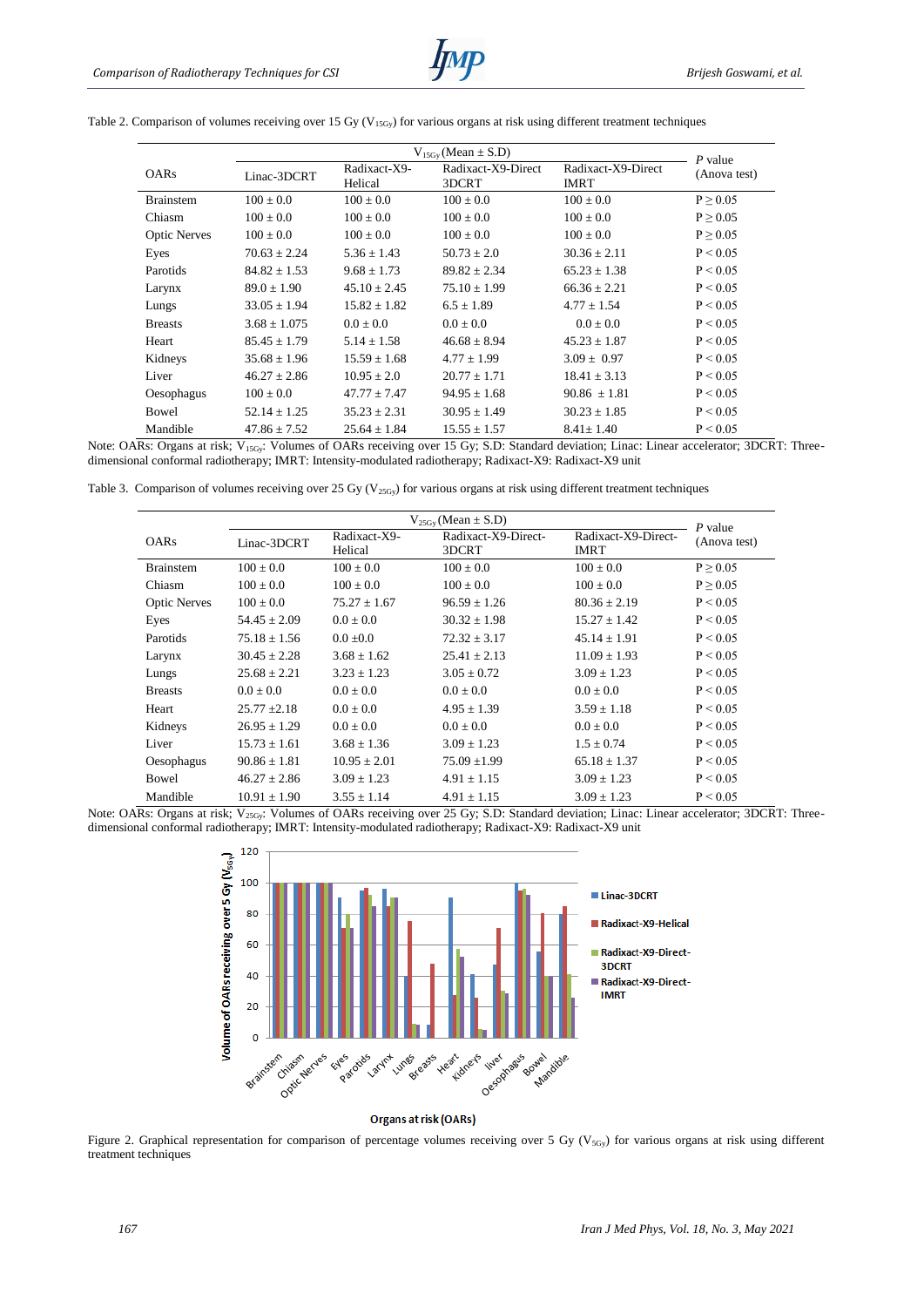Table 2. Comparison of volumes receiving over 15 Gy ($V_{15Gy}$) for various organs at risk using different treatment techniques

| OARs | $V_{15Gy}$ (Mean ± S.D) | | | | *P* value (Anova test) |
|---|---|---|---|---|---|
| | Linac-3DCRT | Radixact-X9-Helical | Radixact-X9-Direct 3DCRT | Radixact-X9-Direct IMRT | |
| Brainstem | 100 ± 0.0 | 100 ± 0.0 | 100 ± 0.0 | 100 ± 0.0 | $P \geq 0.05$ |
| Chiasm | 100 ± 0.0 | 100 ± 0.0 | 100 ± 0.0 | 100 ± 0.0 | $P \geq 0.05$ |
| Optic Nerves | 100 ± 0.0 | 100 ± 0.0 | 100 ± 0.0 | 100 ± 0.0 | $P \geq 0.05$ |
| Eyes | 70.63 ± 2.24 | 5.36 ± 1.43 | 50.73 ± 2.0 | 30.36 ± 2.11 | $P < 0.05$ |
| Parotids | 84.82 ± 1.53 | 9.68 ± 1.73 | 89.82 ± 2.34 | 65.23 ± 1.38 | $P < 0.05$ |
| Larynx | 89.0 ± 1.90 | 45.10 ± 2.45 | 75.10 ± 1.99 | 66.36 ± 2.21 | $P < 0.05$ |
| Lungs | 33.05 ± 1.94 | 15.82 ± 1.82 | 6.5 ± 1.89 | 4.77 ± 1.54 | $P < 0.05$ |
| Breasts | 3.68 ± 1.075 | 0.0 ± 0.0 | 0.0 ± 0.0 | 0.0 ± 0.0 | $P < 0.05$ |
| Heart | 85.45 ± 1.79 | 5.14 ± 1.58 | 46.68 ± 8.94 | 45.23 ± 1.87 | $P < 0.05$ |
| Kidneys | 35.68 ± 1.96 | 15.59 ± 1.68 | 4.77 ± 1.99 | 3.09 ± 0.97 | $P < 0.05$ |
| Liver | 46.27 ± 2.86 | 10.95 ± 2.0 | 20.77 ± 1.71 | 18.41 ± 3.13 | $P < 0.05$ |
| Oesophagus | 100 ± 0.0 | 47.77 ± 7.47 | 94.95 ± 1.68 | 90.86 ± 1.81 | $P < 0.05$ |
| Bowel | 52.14 ± 1.25 | 35.23 ± 2.31 | 30.95 ± 1.49 | 30.23 ± 1.85 | $P < 0.05$ |
| Mandible | 47.86 ± 7.52 | 25.64 ± 1.84 | 15.55 ± 1.57 | 8.41± 1.40 | $P < 0.05$ |

Note: OARs: Organs at risk; $V_{15Gy}$: Volumes of OARs receiving over 15 Gy; S.D: Standard deviation; Linac: Linear accelerator; 3DCRT: Three-dimensional conformal radiotherapy; IMRT: Intensity-modulated radiotherapy; Radixact-X9: Radixact-X9 unit

Table 3. Comparison of volumes receiving over 25 Gy ($V_{25Gy}$) for various organs at risk using different treatment techniques

| OARs | $V_{25Gy}$ (Mean ± S.D) | | | | *P* value (Anova test) |
|---|---|---|---|---|---|
| | Linac-3DCRT | Radixact-X9-Helical | Radixact-X9-Direct-3DCRT | Radixact-X9-Direct-IMRT | |
| Brainstem | 100 ± 0.0 | 100 ± 0.0 | 100 ± 0.0 | 100 ± 0.0 | $P \geq 0.05$ |
| Chiasm | 100 ± 0.0 | 100 ± 0.0 | 100 ± 0.0 | 100 ± 0.0 | $P \geq 0.05$ |
| Optic Nerves | 100 ± 0.0 | 75.27 ± 1.67 | 96.59 ± 1.26 | 80.36 ± 2.19 | $P < 0.05$ |
| Eyes | 54.45 ± 2.09 | 0.0 ± 0.0 | 30.32 ± 1.98 | 15.27 ± 1.42 | $P < 0.05$ |
| Parotids | 75.18 ± 1.56 | 0.0 ±0.0 | 72.32 ± 3.17 | 45.14 ± 1.91 | $P < 0.05$ |
| Larynx | 30.45 ± 2.28 | 3.68 ± 1.62 | 25.41 ± 2.13 | 11.09 ± 1.93 | $P < 0.05$ |
| Lungs | 25.68 ± 2.21 | 3.23 ± 1.23 | 3.05 ± 0.72 | 3.09 ± 1.23 | $P < 0.05$ |
| Breasts | 0.0 ± 0.0 | 0.0 ± 0.0 | 0.0 ± 0.0 | 0.0 ± 0.0 | $P < 0.05$ |
| Heart | 25.77 ±2.18 | 0.0 ± 0.0 | 4.95 ± 1.39 | 3.59 ± 1.18 | $P < 0.05$ |
| Kidneys | 26.95 ± 1.29 | 0.0 ± 0.0 | 0.0 ± 0.0 | 0.0 ± 0.0 | $P < 0.05$ |
| Liver | 15.73 ± 1.61 | 3.68 ± 1.36 | 3.09 ± 1.23 | 1.5 ± 0.74 | $P < 0.05$ |
| Oesophagus | 90.86 ± 1.81 | 10.95 ± 2.01 | 75.09 ±1.99 | 65.18 ± 1.37 | $P < 0.05$ |
| Bowel | 46.27 ± 2.86 | 3.09 ± 1.23 | 4.91 ± 1.15 | 3.09 ± 1.23 | $P < 0.05$ |
| Mandible | 10.91 ± 1.90 | 3.55 ± 1.14 | 4.91 ± 1.15 | 3.09 ± 1.23 | $P < 0.05$ |

Note: OARs: Organs at risk; $V_{25Gy}$: Volumes of OARs receiving over 25 Gy; S.D: Standard deviation; Linac: Linear accelerator; 3DCRT: Three-dimensional conformal radiotherapy; IMRT: Intensity-modulated radiotherapy; Radixact-X9: Radixact-X9 unit

Figure 2. Graphical representation for comparison of percentage volumes receiving over 5 Gy ($V_{5Gy}$) for various organs at risk using different treatment techniques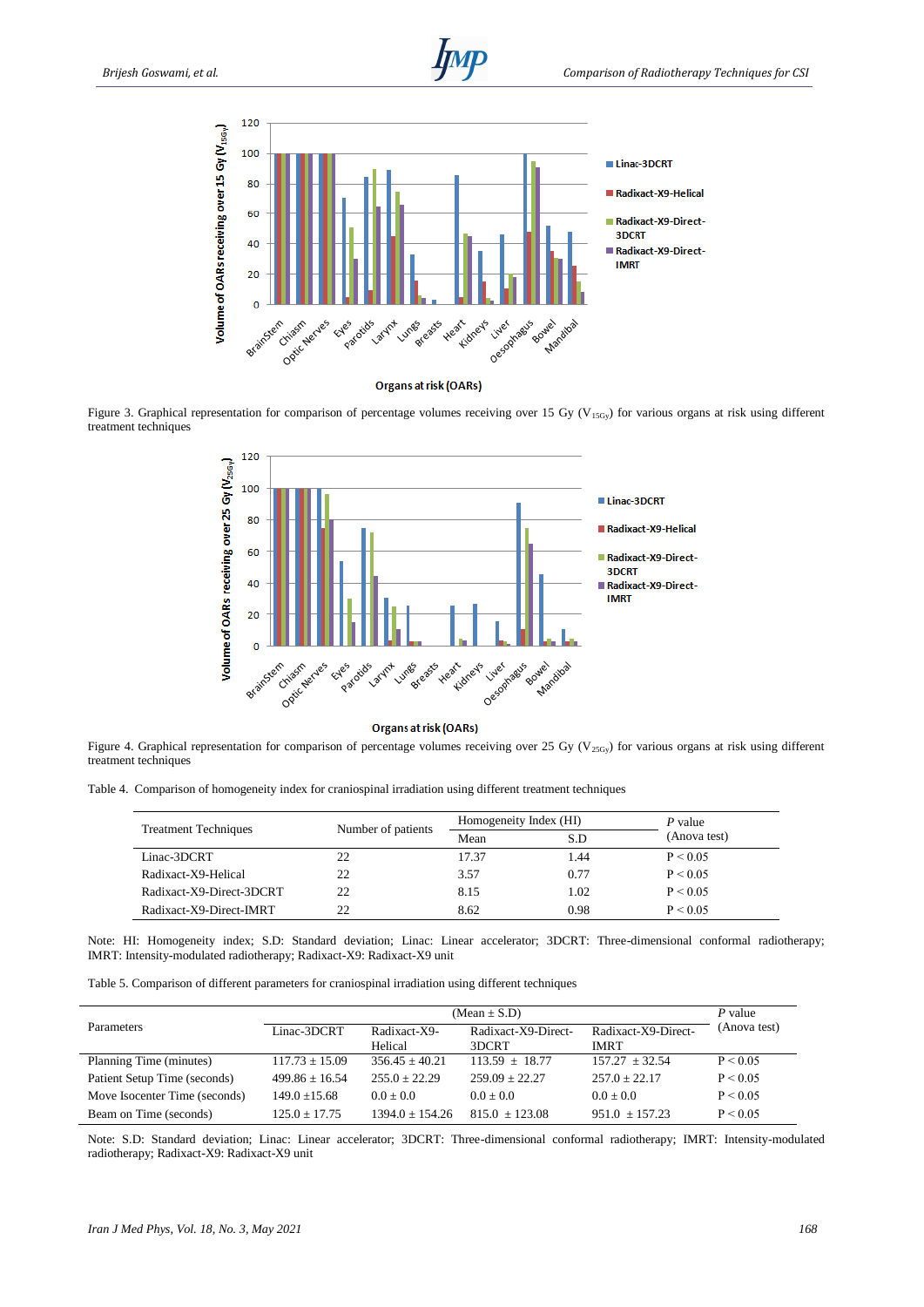Figure 3. Graphical representation for comparison of percentage volumes receiving over 15 Gy ($V_{15Gy}$) for various organs at risk using different treatment techniques

Figure 4. Graphical representation for comparison of percentage volumes receiving over 25 Gy ($V_{25Gy}$) for various organs at risk using different treatment techniques

Table 4. Comparison of homogeneity index for craniospinal irradiation using different treatment techniques

| Treatment Techniques | Number of patients | Homogeneity Index (HI) | | *P* value (Anova test) |
|---|---|---|---|---|
| | | Mean | S.D | |
| Linac-3DCRT | 22 | 17.37 | 1.44 | P < 0.05 |
| Radixact-X9-Helical | 22 | 3.57 | 0.77 | P < 0.05 |
| Radixact-X9-Direct-3DCRT | 22 | 8.15 | 1.02 | P < 0.05 |
| Radixact-X9-Direct-IMRT | 22 | 8.62 | 0.98 | P < 0.05 |

Note: HI: Homogeneity index; S.D: Standard deviation; Linac: Linear accelerator; 3DCRT: Three-dimensional conformal radiotherapy; IMRT: Intensity-modulated radiotherapy; Radixact-X9: Radixact-X9 unit

Table 5. Comparison of different parameters for craniospinal irradiation using different techniques

| Parameters | (Mean ± S.D) | | | | *P* value (Anova test) |
|---|---|---|---|---|---|
| | Linac-3DCRT | Radixact-X9-Helical | Radixact-X9-Direct-3DCRT | Radixact-X9-Direct-IMRT | |
| Planning Time (minutes) | 117.73 ± 15.09 | 356.45 ± 40.21 | 113.59 ± 18.77 | 157.27 ± 32.54 | P < 0.05 |
| Patient Setup Time (seconds) | 499.86 ± 16.54 | 255.0 ± 22.29 | 259.09 ± 22.27 | 257.0 ± 22.17 | P < 0.05 |
| Move Isocenter Time (seconds) | 149.0 ±15.68 | 0.0 ± 0.0 | 0.0 ± 0.0 | 0.0 ± 0.0 | P < 0.05 |
| Beam on Time (seconds) | 125.0 ± 17.75 | 1394.0 ± 154.26 | 815.0 ± 123.08 | 951.0 ± 157.23 | P < 0.05 |

Note: S.D: Standard deviation; Linac: Linear accelerator; 3DCRT: Three-dimensional conformal radiotherapy; IMRT: Intensity-modulated radiotherapy; Radixact-X9: Radixact-X9 unit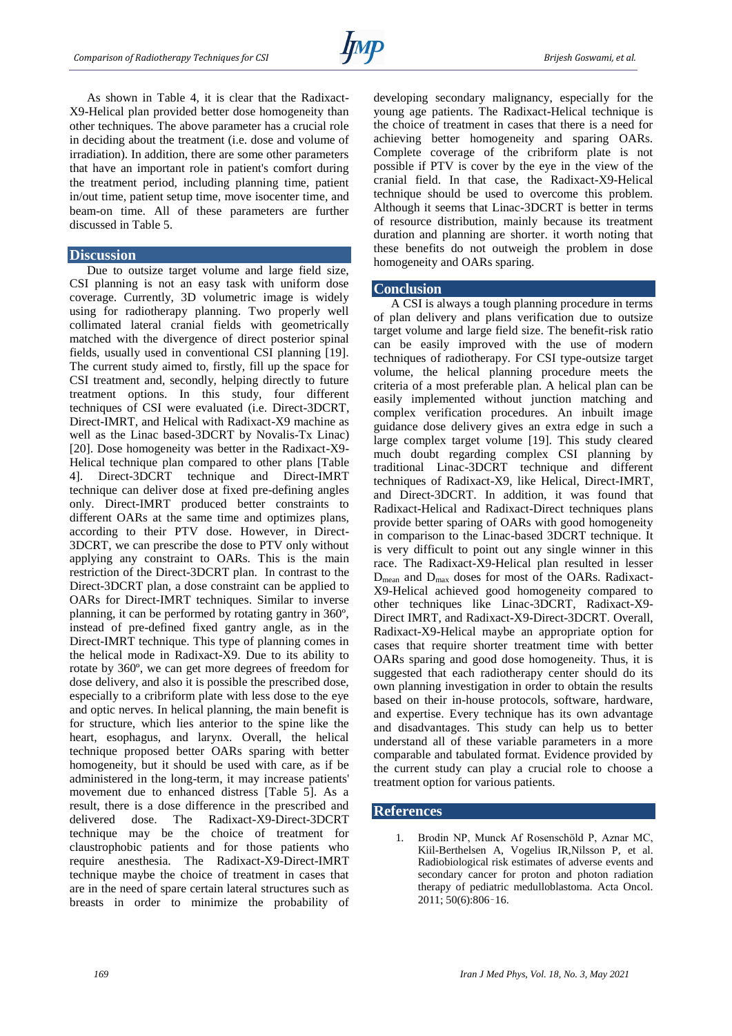As shown in Table 4, it is clear that the Radixact-X9-Helical plan provided better dose homogeneity than other techniques. The above parameter has a crucial role in deciding about the treatment (i.e. dose and volume of irradiation). In addition, there are some other parameters that have an important role in patient's comfort during the treatment period, including planning time, patient in/out time, patient setup time, move isocenter time, and beam-on time. All of these parameters are further discussed in Table 5.

## Discussion

Due to outsize target volume and large field size, CSI planning is not an easy task with uniform dose coverage. Currently, 3D volumetric image is widely using for radiotherapy planning. Two properly well collimated lateral cranial fields with geometrically matched with the divergence of direct posterior spinal fields, usually used in conventional CSI planning [19]. The current study aimed to, firstly, fill up the space for CSI treatment and, secondly, helping directly to future treatment options. In this study, four different techniques of CSI were evaluated (i.e. Direct-3DCRT, Direct-IMRT, and Helical with Radixact-X9 machine as well as the Linac based-3DCRT by Novalis-Tx Linac) [20]. Dose homogeneity was better in the Radixact-X9-Helical technique plan compared to other plans [Table 4]. Direct-3DCRT technique and Direct-IMRT technique can deliver dose at fixed pre-defining angles only. Direct-IMRT produced better constraints to different OARs at the same time and optimizes plans, according to their PTV dose. However, in Direct-3DCRT, we can prescribe the dose to PTV only without applying any constraint to OARs. This is the main restriction of the Direct-3DCRT plan. In contrast to the Direct-3DCRT plan, a dose constraint can be applied to OARs for Direct-IMRT techniques. Similar to inverse planning, it can be performed by rotating gantry in 360º, instead of pre-defined fixed gantry angle, as in the Direct-IMRT technique. This type of planning comes in the helical mode in Radixact-X9. Due to its ability to rotate by 360º, we can get more degrees of freedom for dose delivery, and also it is possible the prescribed dose, especially to a cribriform plate with less dose to the eye and optic nerves. In helical planning, the main benefit is for structure, which lies anterior to the spine like the heart, esophagus, and larynx. Overall, the helical technique proposed better OARs sparing with better homogeneity, but it should be used with care, as if be administered in the long-term, it may increase patients' movement due to enhanced distress [Table 5]. As a result, there is a dose difference in the prescribed and delivered dose. The Radixact-X9-Direct-3DCRT technique may be the choice of treatment for claustrophobic patients and for those patients who require anesthesia. The Radixact-X9-Direct-IMRT technique maybe the choice of treatment in cases that are in the need of spare certain lateral structures such as breasts in order to minimize the probability of developing secondary malignancy, especially for the young age patients. The Radixact-Helical technique is the choice of treatment in cases that there is a need for achieving better homogeneity and sparing OARs. Complete coverage of the cribriform plate is not possible if PTV is cover by the eye in the view of the cranial field. In that case, the Radixact-X9-Helical technique should be used to overcome this problem. Although it seems that Linac-3DCRT is better in terms of resource distribution, mainly because its treatment duration and planning are shorter. it worth noting that these benefits do not outweigh the problem in dose homogeneity and OARs sparing.

## Conclusion

A CSI is always a tough planning procedure in terms of plan delivery and plans verification due to outsize target volume and large field size. The benefit-risk ratio can be easily improved with the use of modern techniques of radiotherapy. For CSI type-outsize target volume, the helical planning procedure meets the criteria of a most preferable plan. A helical plan can be easily implemented without junction matching and complex verification procedures. An inbuilt image guidance dose delivery gives an extra edge in such a large complex target volume [19]. This study cleared much doubt regarding complex CSI planning by traditional Linac-3DCRT technique and different techniques of Radixact-X9, like Helical, Direct-IMRT, and Direct-3DCRT. In addition, it was found that Radixact-Helical and Radixact-Direct techniques plans provide better sparing of OARs with good homogeneity in comparison to the Linac-based 3DCRT technique. It is very difficult to point out any single winner in this race. The Radixact-X9-Helical plan resulted in lesser $D_{mean}$ and $D_{max}$ doses for most of the OARs. Radixact-X9-Helical achieved good homogeneity compared to other techniques like Linac-3DCRT, Radixact-X9-Direct IMRT, and Radixact-X9-Direct-3DCRT. Overall, Radixact-X9-Helical maybe an appropriate option for cases that require shorter treatment time with better OARs sparing and good dose homogeneity. Thus, it is suggested that each radiotherapy center should do its own planning investigation in order to obtain the results based on their in-house protocols, software, hardware, and expertise. Every technique has its own advantage and disadvantages. This study can help us to better understand all of these variable parameters in a more comparable and tabulated format. Evidence provided by the current study can play a crucial role to choose a treatment option for various patients.

## References

1. Brodin NP, Munck Af Rosenschöld P, Aznar MC, Kiil-Berthelsen A, Vogelius IR,Nilsson P, et al. Radiobiological risk estimates of adverse events and secondary cancer for proton and photon radiation therapy of pediatric medulloblastoma. Acta Oncol. 2011; 50(6):806‑16.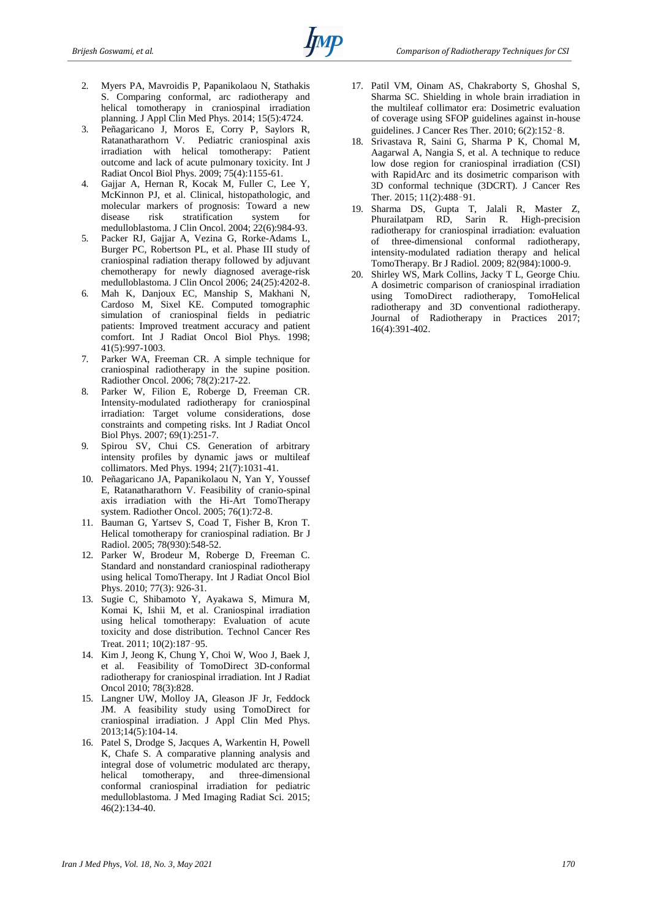2. Myers PA, Mavroidis P, Papanikolaou N, Stathakis S. Comparing conformal, arc radiotherapy and helical tomotherapy in craniospinal irradiation planning. J Appl Clin Med Phys. 2014; 15(5):4724.
3. Peñagaricano J, Moros E, Corry P, Saylors R, Ratanatharathorn V. Pediatric craniospinal axis irradiation with helical tomotherapy: Patient outcome and lack of acute pulmonary toxicity. Int J Radiat Oncol Biol Phys. 2009; 75(4):1155-61.
4. Gajjar A, Hernan R, Kocak M, Fuller C, Lee Y, McKinnon PJ, et al. Clinical, histopathologic, and molecular markers of prognosis: Toward a new disease risk stratification system for medulloblastoma. J Clin Oncol. 2004; 22(6):984-93.
5. Packer RJ, Gajjar A, Vezina G, Rorke-Adams L, Burger PC, Robertson PL, et al. Phase III study of craniospinal radiation therapy followed by adjuvant chemotherapy for newly diagnosed average-risk medulloblastoma. J Clin Oncol 2006; 24(25):4202-8.
6. Mah K, Danjoux EC, Manship S, Makhani N, Cardoso M, Sixel KE. Computed tomographic simulation of craniospinal fields in pediatric patients: Improved treatment accuracy and patient comfort. Int J Radiat Oncol Biol Phys. 1998; 41(5):997-1003.
7. Parker WA, Freeman CR. A simple technique for craniospinal radiotherapy in the supine position. Radiother Oncol. 2006; 78(2):217-22.
8. Parker W, Filion E, Roberge D, Freeman CR. Intensity-modulated radiotherapy for craniospinal irradiation: Target volume considerations, dose constraints and competing risks. Int J Radiat Oncol Biol Phys. 2007; 69(1):251-7.
9. Spirou SV, Chui CS. Generation of arbitrary intensity profiles by dynamic jaws or multileaf collimators. Med Phys. 1994; 21(7):1031-41.
10. Peñagaricano JA, Papanikolaou N, Yan Y, Youssef E, Ratanatharathorn V. Feasibility of cranio-spinal axis irradiation with the Hi-Art TomoTherapy system. Radiother Oncol. 2005; 76(1):72-8.
11. Bauman G, Yartsev S, Coad T, Fisher B, Kron T. Helical tomotherapy for craniospinal radiation. Br J Radiol. 2005; 78(930):548-52.
12. Parker W, Brodeur M, Roberge D, Freeman C. Standard and nonstandard craniospinal radiotherapy using helical TomoTherapy. Int J Radiat Oncol Biol Phys. 2010; 77(3): 926-31.
13. Sugie C, Shibamoto Y, Ayakawa S, Mimura M, Komai K, Ishii M, et al. Craniospinal irradiation using helical tomotherapy: Evaluation of acute toxicity and dose distribution. Technol Cancer Res Treat. 2011; 10(2):187‑95.
14. Kim J, Jeong K, Chung Y, Choi W, Woo J, Baek J, et al. Feasibility of TomoDirect 3D-conformal radiotherapy for craniospinal irradiation. Int J Radiat Oncol 2010; 78(3):828.
15. Langner UW, Molloy JA, Gleason JF Jr, Feddock JM. A feasibility study using TomoDirect for craniospinal irradiation. J Appl Clin Med Phys. 2013;14(5):104-14.
16. Patel S, Drodge S, Jacques A, Warkentin H, Powell K, Chafe S. A comparative planning analysis and integral dose of volumetric modulated arc therapy, helical tomotherapy, and three-dimensional conformal craniospinal irradiation for pediatric medulloblastoma. J Med Imaging Radiat Sci. 2015; 46(2):134-40.
17. Patil VM, Oinam AS, Chakraborty S, Ghoshal S, Sharma SC. Shielding in whole brain irradiation in the multileaf collimator era: Dosimetric evaluation of coverage using SFOP guidelines against in-house guidelines. J Cancer Res Ther. 2010; 6(2):152‑8.
18. Srivastava R, Saini G, Sharma P K, Chomal M, Aagarwal A, Nangia S, et al. A technique to reduce low dose region for craniospinal irradiation (CSI) with RapidArc and its dosimetric comparison with 3D conformal technique (3DCRT). J Cancer Res Ther. 2015; 11(2):488‑91.
19. Sharma DS, Gupta T, Jalali R, Master Z, Phurailatpam RD, Sarin R. High-precision radiotherapy for craniospinal irradiation: evaluation of three-dimensional conformal radiotherapy, intensity-modulated radiation therapy and helical TomoTherapy. Br J Radiol. 2009; 82(984):1000-9.
20. Shirley WS, Mark Collins, Jacky T L, George Chiu. A dosimetric comparison of craniospinal irradiation using TomoDirect radiotherapy, TomoHelical radiotherapy and 3D conventional radiotherapy. Journal of Radiotherapy in Practices 2017; 16(4):391-402.